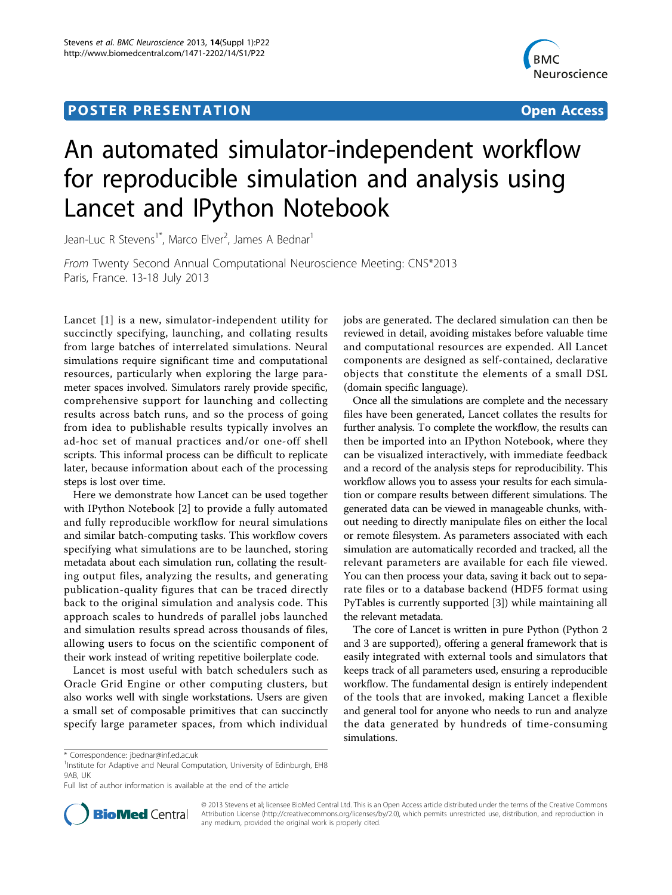**POSTER PRESENTATION** **Open Access**

# An automated simulator-independent workflow for reproducible simulation and analysis using Lancet and IPython Notebook

Jean-Luc R Stevens[1*], Marco Elver[2], James A Bednar[1]

*From* Twenty Second Annual Computational Neuroscience Meeting: CNS*2013
Paris, France. 13-18 July 2013

Lancet [1] is a new, simulator-independent utility for succinctly specifying, launching, and collating results from large batches of interrelated simulations. Neural simulations require significant time and computational resources, particularly when exploring the large parameter spaces involved. Simulators rarely provide specific, comprehensive support for launching and collecting results across batch runs, and so the process of going from idea to publishable results typically involves an ad-hoc set of manual practices and/or one-off shell scripts. This informal process can be difficult to replicate later, because information about each of the processing steps is lost over time.

Here we demonstrate how Lancet can be used together with IPython Notebook [2] to provide a fully automated and fully reproducible workflow for neural simulations and similar batch-computing tasks. This workflow covers specifying what simulations are to be launched, storing metadata about each simulation run, collating the resulting output files, analyzing the results, and generating publication-quality figures that can be traced directly back to the original simulation and analysis code. This approach scales to hundreds of parallel jobs launched and simulation results spread across thousands of files, allowing users to focus on the scientific component of their work instead of writing repetitive boilerplate code.

Lancet is most useful with batch schedulers such as Oracle Grid Engine or other computing clusters, but also works well with single workstations. Users are given a small set of composable primitives that can succinctly specify large parameter spaces, from which individual jobs are generated. The declared simulation can then be reviewed in detail, avoiding mistakes before valuable time and computational resources are expended. All Lancet components are designed as self-contained, declarative objects that constitute the elements of a small DSL (domain specific language).

Once all the simulations are complete and the necessary files have been generated, Lancet collates the results for further analysis. To complete the workflow, the results can then be imported into an IPython Notebook, where they can be visualized interactively, with immediate feedback and a record of the analysis steps for reproducibility. This workflow allows you to assess your results for each simulation or compare results between different simulations. The generated data can be viewed in manageable chunks, without needing to directly manipulate files on either the local or remote filesystem. As parameters associated with each simulation are automatically recorded and tracked, all the relevant parameters are available for each file viewed. You can then process your data, saving it back out to separate files or to a database backend (HDF5 format using PyTables is currently supported [3]) while maintaining all the relevant metadata.

The core of Lancet is written in pure Python (Python 2 and 3 are supported), offering a general framework that is easily integrated with external tools and simulators that keeps track of all parameters used, ensuring a reproducible workflow. The fundamental design is entirely independent of the tools that are invoked, making Lancet a flexible and general tool for anyone who needs to run and analyze the data generated by hundreds of time-consuming simulations.

\* Correspondence: jbednar@inf.ed.ac.uk
[1]Institute for Adaptive and Neural Computation, University of Edinburgh, EH8 9AB, UK
Full list of author information is available at the end of the article

© 2013 Stevens et al; licensee BioMed Central Ltd. This is an Open Access article distributed under the terms of the Creative Commons Attribution License (http://creativecommons.org/licenses/by/2.0), which permits unrestricted use, distribution, and reproduction in any medium, provided the original work is properly cited.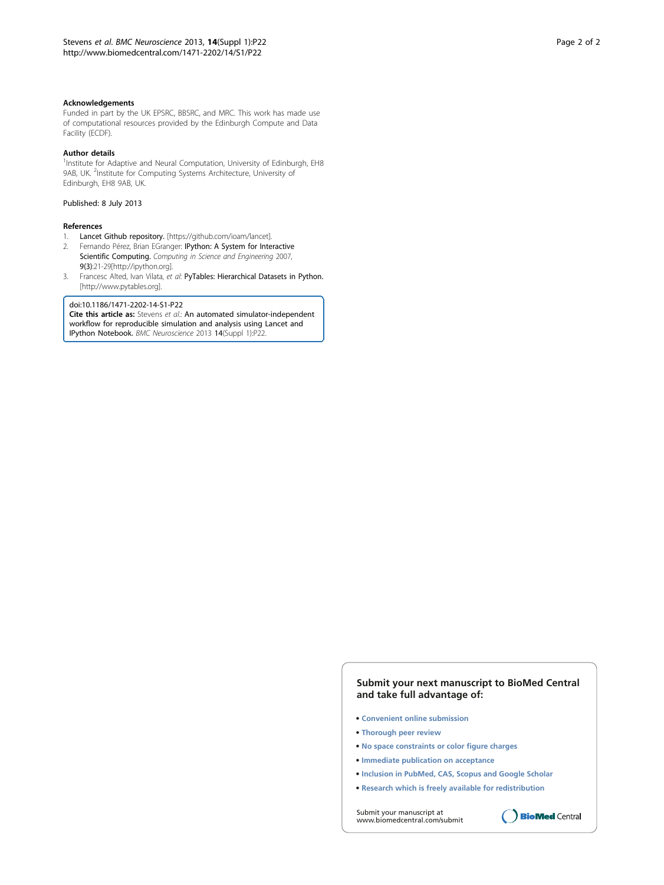### Acknowledgements

Funded in part by the UK EPSRC, BBSRC, and MRC. This work has made use of computational resources provided by the Edinburgh Compute and Data Facility (ECDF).

### Author details

[1]Institute for Adaptive and Neural Computation, University of Edinburgh, EH8 9AB, UK. [2]Institute for Computing Systems Architecture, University of Edinburgh, EH8 9AB, UK.

Published: 8 July 2013

### References

1. **Lancet Github repository.** [https://github.com/ioam/lancet].
2. Fernando Pérez, Brian EGranger: **IPython: A System for Interactive Scientific Computing.** *Computing in Science and Engineering* 2007, **9(3)**:21-29[http://ipython.org].
3. Francesc Alted, Ivan Vilata, *et al*: **PyTables: Hierarchical Datasets in Python.** [http://www.pytables.org].

doi:10.1186/1471-2202-14-S1-P22
**Cite this article as:** Stevens *et al.*: An automated simulator-independent workflow for reproducible simulation and analysis using Lancet and IPython Notebook. *BMC Neuroscience* 2013 **14**(Suppl 1):P22.

**Submit your next manuscript to BioMed Central and take full advantage of:**

- **Convenient online submission**
- **Thorough peer review**
- **No space constraints or color figure charges**
- **Immediate publication on acceptance**
- **Inclusion in PubMed, CAS, Scopus and Google Scholar**
- **Research which is freely available for redistribution**

Submit your manuscript at
www.biomedcentral.com/submit

BioMed Central